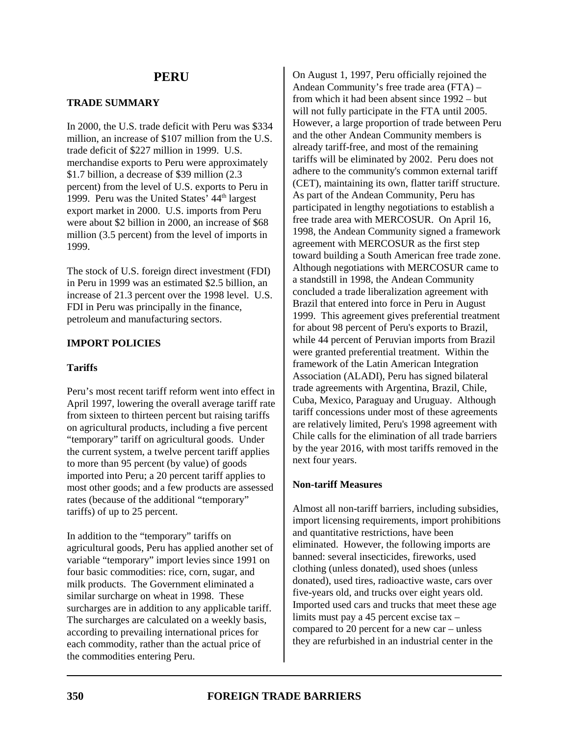# PERU

## TRADE SUMMARY

In 2000, the U.S. trade deficit with Peru was $334 million, an increase of $107 million from the U.S. trade deficit of $227 million in 1999. U.S. merchandise exports to Peru were approximately $1.7 billion, a decrease of $39 million (2.3 percent) from the level of U.S. exports to Peru in 1999. Peru was the United States' 44th largest export market in 2000. U.S. imports from Peru were about $2 billion in 2000, an increase of $68 million (3.5 percent) from the level of imports in 1999.

The stock of U.S. foreign direct investment (FDI) in Peru in 1999 was an estimated $2.5 billion, an increase of 21.3 percent over the 1998 level. U.S. FDI in Peru was principally in the finance, petroleum and manufacturing sectors.

## IMPORT POLICIES

### Tariffs

Peru's most recent tariff reform went into effect in April 1997, lowering the overall average tariff rate from sixteen to thirteen percent but raising tariffs on agricultural products, including a five percent "temporary" tariff on agricultural goods. Under the current system, a twelve percent tariff applies to more than 95 percent (by value) of goods imported into Peru; a 20 percent tariff applies to most other goods; and a few products are assessed rates (because of the additional "temporary" tariffs) of up to 25 percent.

In addition to the "temporary" tariffs on agricultural goods, Peru has applied another set of variable "temporary" import levies since 1991 on four basic commodities: rice, corn, sugar, and milk products. The Government eliminated a similar surcharge on wheat in 1998. These surcharges are in addition to any applicable tariff. The surcharges are calculated on a weekly basis, according to prevailing international prices for each commodity, rather than the actual price of the commodities entering Peru.

On August 1, 1997, Peru officially rejoined the Andean Community's free trade area (FTA) – from which it had been absent since 1992 – but will not fully participate in the FTA until 2005. However, a large proportion of trade between Peru and the other Andean Community members is already tariff-free, and most of the remaining tariffs will be eliminated by 2002. Peru does not adhere to the community's common external tariff (CET), maintaining its own, flatter tariff structure. As part of the Andean Community, Peru has participated in lengthy negotiations to establish a free trade area with MERCOSUR. On April 16, 1998, the Andean Community signed a framework agreement with MERCOSUR as the first step toward building a South American free trade zone. Although negotiations with MERCOSUR came to a standstill in 1998, the Andean Community concluded a trade liberalization agreement with Brazil that entered into force in Peru in August 1999. This agreement gives preferential treatment for about 98 percent of Peru's exports to Brazil, while 44 percent of Peruvian imports from Brazil were granted preferential treatment. Within the framework of the Latin American Integration Association (ALADI), Peru has signed bilateral trade agreements with Argentina, Brazil, Chile, Cuba, Mexico, Paraguay and Uruguay. Although tariff concessions under most of these agreements are relatively limited, Peru's 1998 agreement with Chile calls for the elimination of all trade barriers by the year 2016, with most tariffs removed in the next four years.

### Non-tariff Measures

Almost all non-tariff barriers, including subsidies, import licensing requirements, import prohibitions and quantitative restrictions, have been eliminated. However, the following imports are banned: several insecticides, fireworks, used clothing (unless donated), used shoes (unless donated), used tires, radioactive waste, cars over five-years old, and trucks over eight years old. Imported used cars and trucks that meet these age limits must pay a 45 percent excise tax – compared to 20 percent for a new car – unless they are refurbished in an industrial center in the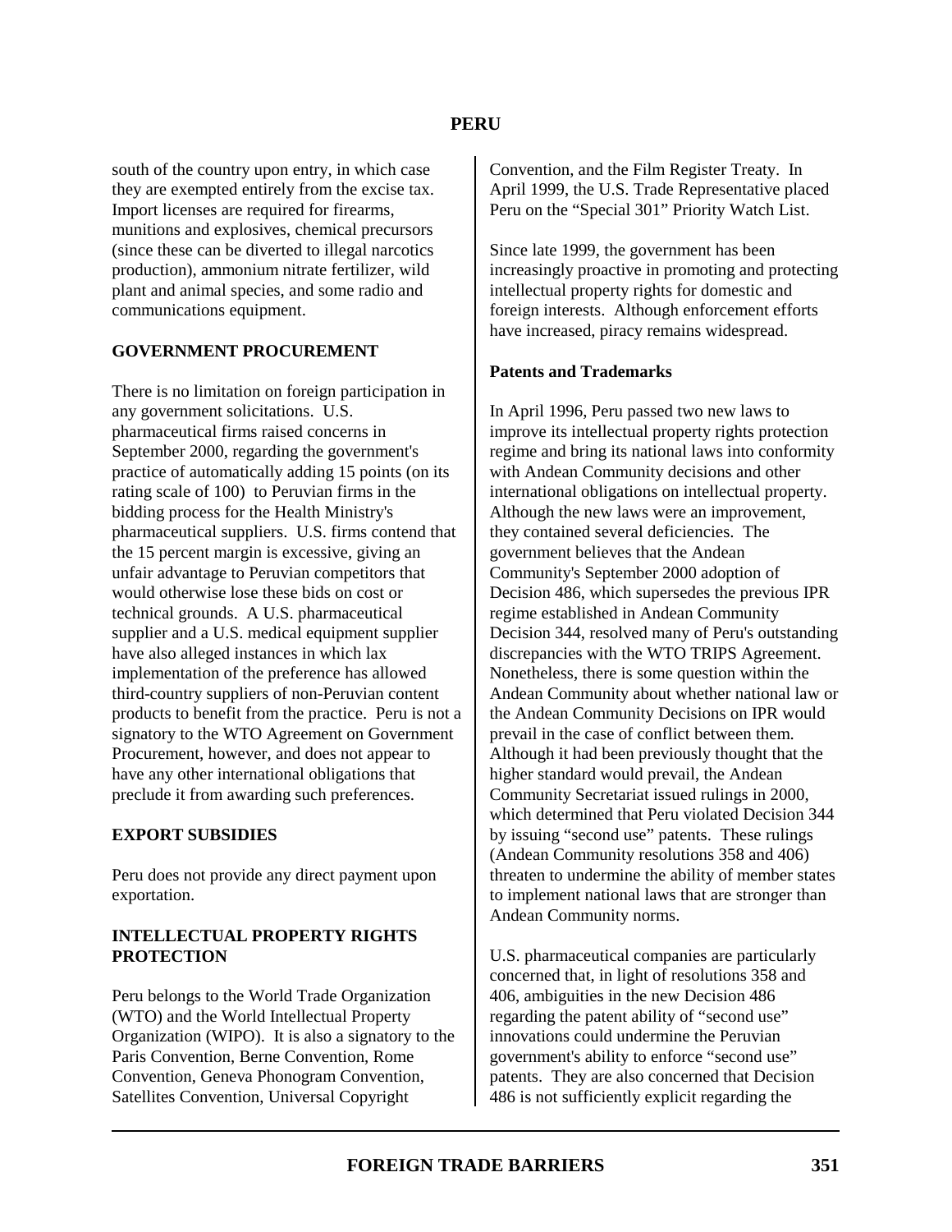south of the country upon entry, in which case they are exempted entirely from the excise tax. Import licenses are required for firearms, munitions and explosives, chemical precursors (since these can be diverted to illegal narcotics production), ammonium nitrate fertilizer, wild plant and animal species, and some radio and communications equipment.

## GOVERNMENT PROCUREMENT

There is no limitation on foreign participation in any government solicitations. U.S. pharmaceutical firms raised concerns in September 2000, regarding the government's practice of automatically adding 15 points (on its rating scale of 100) to Peruvian firms in the bidding process for the Health Ministry's pharmaceutical suppliers. U.S. firms contend that the 15 percent margin is excessive, giving an unfair advantage to Peruvian competitors that would otherwise lose these bids on cost or technical grounds. A U.S. pharmaceutical supplier and a U.S. medical equipment supplier have also alleged instances in which lax implementation of the preference has allowed third-country suppliers of non-Peruvian content products to benefit from the practice. Peru is not a signatory to the WTO Agreement on Government Procurement, however, and does not appear to have any other international obligations that preclude it from awarding such preferences.

## EXPORT SUBSIDIES

Peru does not provide any direct payment upon exportation.

## INTELLECTUAL PROPERTY RIGHTS PROTECTION

Peru belongs to the World Trade Organization (WTO) and the World Intellectual Property Organization (WIPO). It is also a signatory to the Paris Convention, Berne Convention, Rome Convention, Geneva Phonogram Convention, Satellites Convention, Universal Copyright Convention, and the Film Register Treaty. In April 1999, the U.S. Trade Representative placed Peru on the "Special 301" Priority Watch List.

Since late 1999, the government has been increasingly proactive in promoting and protecting intellectual property rights for domestic and foreign interests. Although enforcement efforts have increased, piracy remains widespread.

### Patents and Trademarks

In April 1996, Peru passed two new laws to improve its intellectual property rights protection regime and bring its national laws into conformity with Andean Community decisions and other international obligations on intellectual property. Although the new laws were an improvement, they contained several deficiencies. The government believes that the Andean Community's September 2000 adoption of Decision 486, which supersedes the previous IPR regime established in Andean Community Decision 344, resolved many of Peru's outstanding discrepancies with the WTO TRIPS Agreement. Nonetheless, there is some question within the Andean Community about whether national law or the Andean Community Decisions on IPR would prevail in the case of conflict between them. Although it had been previously thought that the higher standard would prevail, the Andean Community Secretariat issued rulings in 2000, which determined that Peru violated Decision 344 by issuing "second use" patents. These rulings (Andean Community resolutions 358 and 406) threaten to undermine the ability of member states to implement national laws that are stronger than Andean Community norms.

U.S. pharmaceutical companies are particularly concerned that, in light of resolutions 358 and 406, ambiguities in the new Decision 486 regarding the patent ability of "second use" innovations could undermine the Peruvian government's ability to enforce "second use" patents. They are also concerned that Decision 486 is not sufficiently explicit regarding the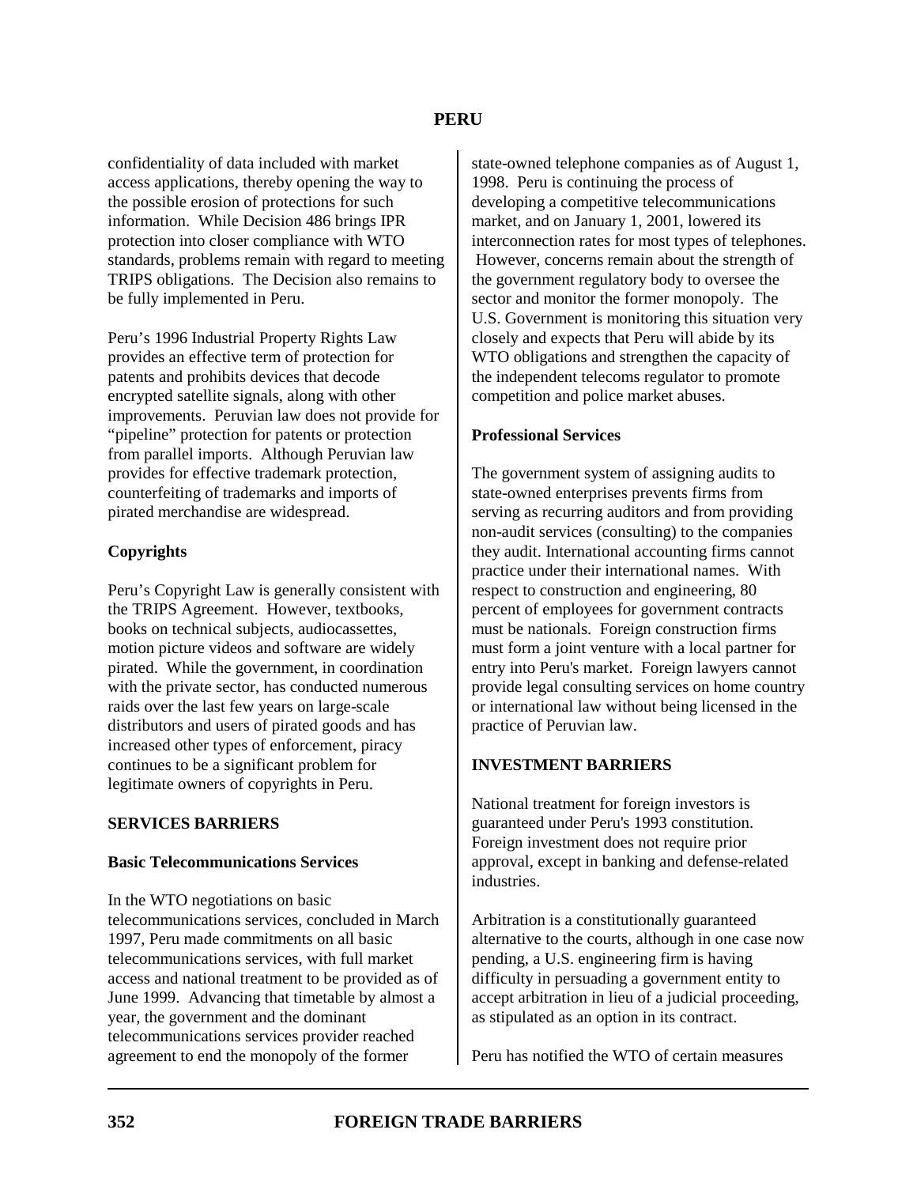confidentiality of data included with market access applications, thereby opening the way to the possible erosion of protections for such information. While Decision 486 brings IPR protection into closer compliance with WTO standards, problems remain with regard to meeting TRIPS obligations. The Decision also remains to be fully implemented in Peru.

Peru's 1996 Industrial Property Rights Law provides an effective term of protection for patents and prohibits devices that decode encrypted satellite signals, along with other improvements. Peruvian law does not provide for "pipeline" protection for patents or protection from parallel imports. Although Peruvian law provides for effective trademark protection, counterfeiting of trademarks and imports of pirated merchandise are widespread.

### Copyrights

Peru's Copyright Law is generally consistent with the TRIPS Agreement. However, textbooks, books on technical subjects, audiocassettes, motion picture videos and software are widely pirated. While the government, in coordination with the private sector, has conducted numerous raids over the last few years on large-scale distributors and users of pirated goods and has increased other types of enforcement, piracy continues to be a significant problem for legitimate owners of copyrights in Peru.

## SERVICES BARRIERS

### Basic Telecommunications Services

In the WTO negotiations on basic telecommunications services, concluded in March 1997, Peru made commitments on all basic telecommunications services, with full market access and national treatment to be provided as of June 1999. Advancing that timetable by almost a year, the government and the dominant telecommunications services provider reached agreement to end the monopoly of the former state-owned telephone companies as of August 1, 1998. Peru is continuing the process of developing a competitive telecommunications market, and on January 1, 2001, lowered its interconnection rates for most types of telephones. However, concerns remain about the strength of the government regulatory body to oversee the sector and monitor the former monopoly. The U.S. Government is monitoring this situation very closely and expects that Peru will abide by its WTO obligations and strengthen the capacity of the independent telecoms regulator to promote competition and police market abuses.

### Professional Services

The government system of assigning audits to state-owned enterprises prevents firms from serving as recurring auditors and from providing non-audit services (consulting) to the companies they audit. International accounting firms cannot practice under their international names. With respect to construction and engineering, 80 percent of employees for government contracts must be nationals. Foreign construction firms must form a joint venture with a local partner for entry into Peru's market. Foreign lawyers cannot provide legal consulting services on home country or international law without being licensed in the practice of Peruvian law.

## INVESTMENT BARRIERS

National treatment for foreign investors is guaranteed under Peru's 1993 constitution. Foreign investment does not require prior approval, except in banking and defense-related industries.

Arbitration is a constitutionally guaranteed alternative to the courts, although in one case now pending, a U.S. engineering firm is having difficulty in persuading a government entity to accept arbitration in lieu of a judicial proceeding, as stipulated as an option in its contract.

Peru has notified the WTO of certain measures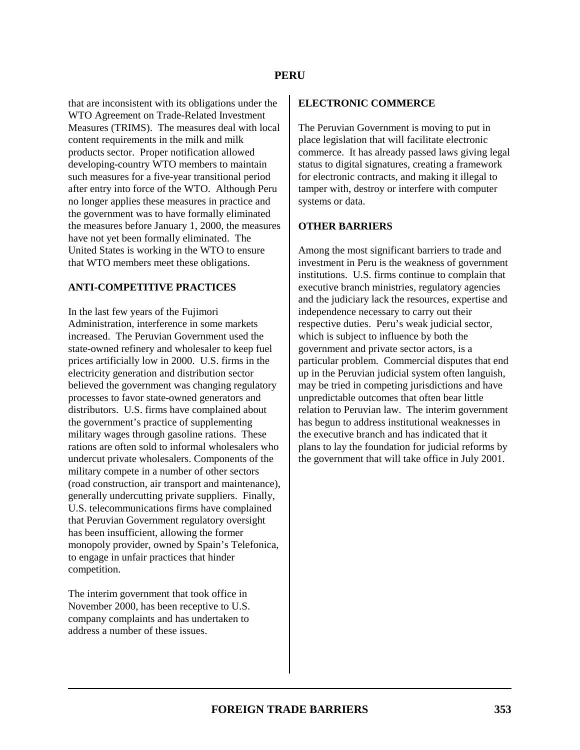that are inconsistent with its obligations under the WTO Agreement on Trade-Related Investment Measures (TRIMS). The measures deal with local content requirements in the milk and milk products sector. Proper notification allowed developing-country WTO members to maintain such measures for a five-year transitional period after entry into force of the WTO. Although Peru no longer applies these measures in practice and the government was to have formally eliminated the measures before January 1, 2000, the measures have not yet been formally eliminated. The United States is working in the WTO to ensure that WTO members meet these obligations.

## ANTI-COMPETITIVE PRACTICES

In the last few years of the Fujimori Administration, interference in some markets increased. The Peruvian Government used the state-owned refinery and wholesaler to keep fuel prices artificially low in 2000. U.S. firms in the electricity generation and distribution sector believed the government was changing regulatory processes to favor state-owned generators and distributors. U.S. firms have complained about the government's practice of supplementing military wages through gasoline rations. These rations are often sold to informal wholesalers who undercut private wholesalers. Components of the military compete in a number of other sectors (road construction, air transport and maintenance), generally undercutting private suppliers. Finally, U.S. telecommunications firms have complained that Peruvian Government regulatory oversight has been insufficient, allowing the former monopoly provider, owned by Spain's Telefonica, to engage in unfair practices that hinder competition.

The interim government that took office in November 2000, has been receptive to U.S. company complaints and has undertaken to address a number of these issues.

## ELECTRONIC COMMERCE

The Peruvian Government is moving to put in place legislation that will facilitate electronic commerce. It has already passed laws giving legal status to digital signatures, creating a framework for electronic contracts, and making it illegal to tamper with, destroy or interfere with computer systems or data.

## OTHER BARRIERS

Among the most significant barriers to trade and investment in Peru is the weakness of government institutions. U.S. firms continue to complain that executive branch ministries, regulatory agencies and the judiciary lack the resources, expertise and independence necessary to carry out their respective duties. Peru's weak judicial sector, which is subject to influence by both the government and private sector actors, is a particular problem. Commercial disputes that end up in the Peruvian judicial system often languish, may be tried in competing jurisdictions and have unpredictable outcomes that often bear little relation to Peruvian law. The interim government has begun to address institutional weaknesses in the executive branch and has indicated that it plans to lay the foundation for judicial reforms by the government that will take office in July 2001.